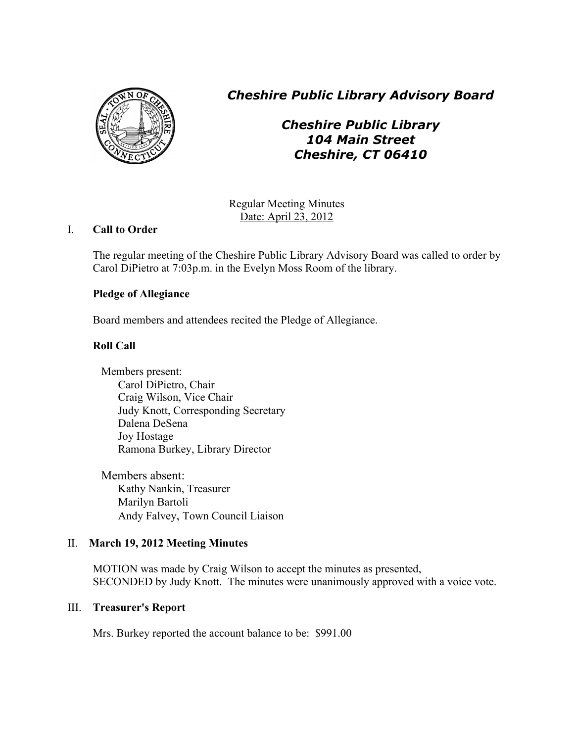# *Cheshire Public Library Advisory Board*

## *Cheshire Public Library*
## *104 Main Street*
## *Cheshire, CT 06410*

Regular Meeting Minutes
Date: April 23, 2012

## I. Call to Order

The regular meeting of the Cheshire Public Library Advisory Board was called to order by Carol DiPietro at 7:03p.m. in the Evelyn Moss Room of the library.

**Pledge of Allegiance**

Board members and attendees recited the Pledge of Allegiance.

**Roll Call**

Members present:
- Carol DiPietro, Chair
- Craig Wilson, Vice Chair
- Judy Knott, Corresponding Secretary
- Dalena DeSena
- Joy Hostage
- Ramona Burkey, Library Director

Members absent:
- Kathy Nankin, Treasurer
- Marilyn Bartoli
- Andy Falvey, Town Council Liaison

## II. March 19, 2012 Meeting Minutes

MOTION was made by Craig Wilson to accept the minutes as presented, SECONDED by Judy Knott. The minutes were unanimously approved with a voice vote.

## III. Treasurer's Report

Mrs. Burkey reported the account balance to be: $991.00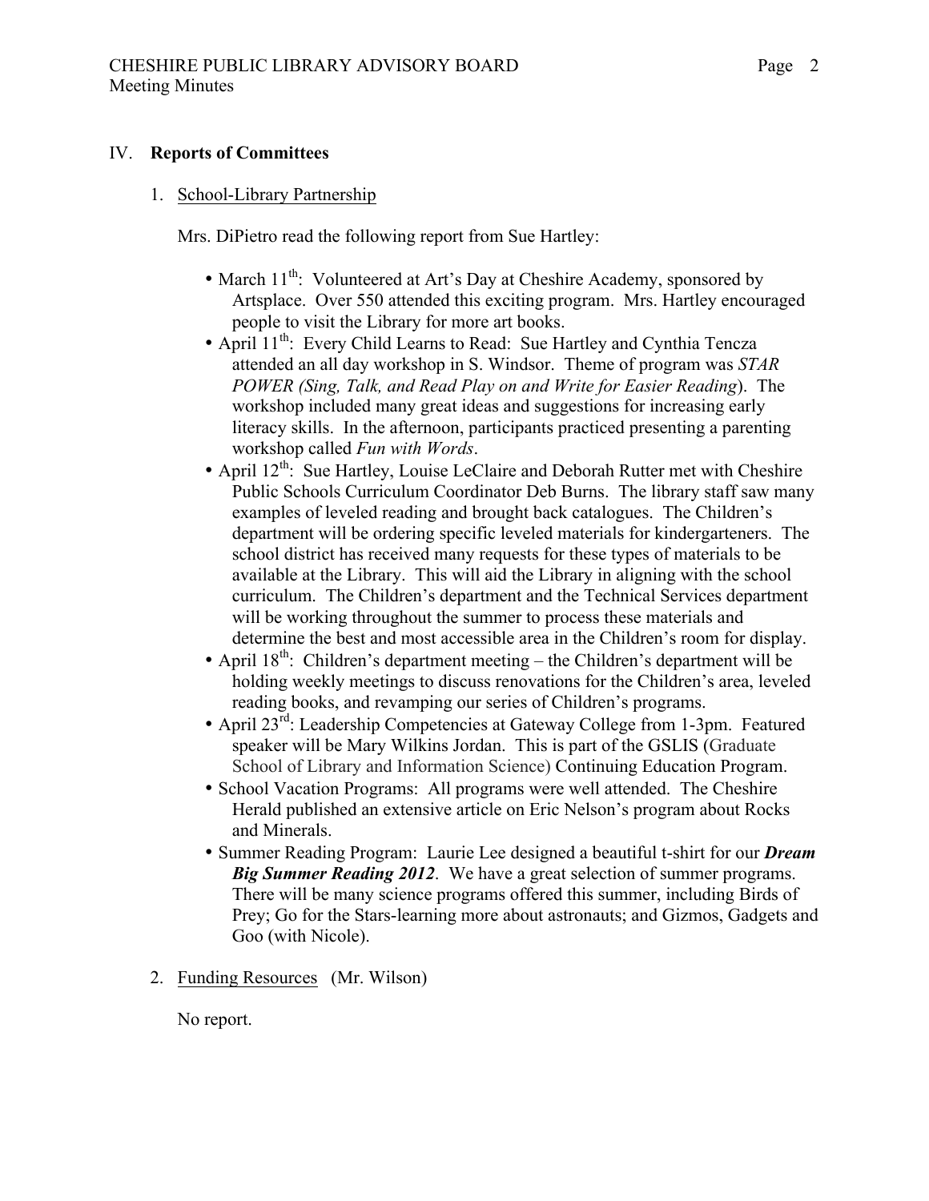## IV. **Reports of Committees**

1. School-Library Partnership

   Mrs. DiPietro read the following report from Sue Hartley:

   - March 11th: Volunteered at Art's Day at Cheshire Academy, sponsored by Artsplace. Over 550 attended this exciting program. Mrs. Hartley encouraged people to visit the Library for more art books.
   - April 11th: Every Child Learns to Read: Sue Hartley and Cynthia Tencza attended an all day workshop in S. Windsor. Theme of program was *STAR POWER (Sing, Talk, and Read Play on and Write for Easier Reading*). The workshop included many great ideas and suggestions for increasing early literacy skills. In the afternoon, participants practiced presenting a parenting workshop called *Fun with Words*.
   - April 12th: Sue Hartley, Louise LeClaire and Deborah Rutter met with Cheshire Public Schools Curriculum Coordinator Deb Burns. The library staff saw many examples of leveled reading and brought back catalogues. The Children's department will be ordering specific leveled materials for kindergarteners. The school district has received many requests for these types of materials to be available at the Library. This will aid the Library in aligning with the school curriculum. The Children's department and the Technical Services department will be working throughout the summer to process these materials and determine the best and most accessible area in the Children's room for display.
   - April 18th: Children's department meeting – the Children's department will be holding weekly meetings to discuss renovations for the Children's area, leveled reading books, and revamping our series of Children's programs.
   - April 23rd: Leadership Competencies at Gateway College from 1-3pm. Featured speaker will be Mary Wilkins Jordan. This is part of the GSLIS (Graduate School of Library and Information Science) Continuing Education Program.
   - School Vacation Programs: All programs were well attended. The Cheshire Herald published an extensive article on Eric Nelson's program about Rocks and Minerals.
   - Summer Reading Program: Laurie Lee designed a beautiful t-shirt for our ***Dream Big Summer Reading 2012***. We have a great selection of summer programs. There will be many science programs offered this summer, including Birds of Prey; Go for the Stars-learning more about astronauts; and Gizmos, Gadgets and Goo (with Nicole).

2. Funding Resources (Mr. Wilson)

   No report.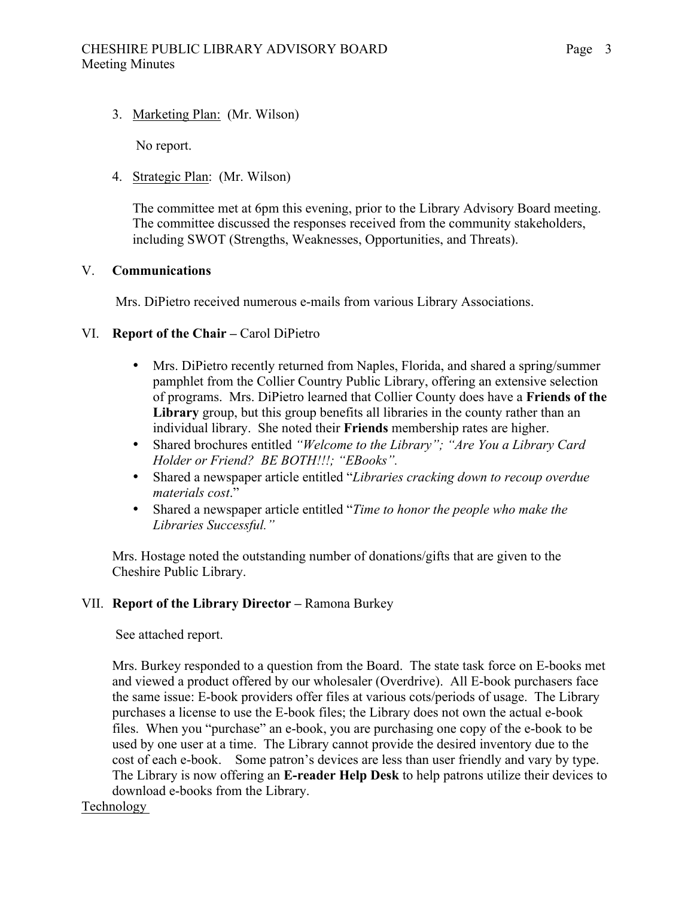3. <u>Marketing Plan:</u> (Mr. Wilson)

   No report.

4. <u>Strategic Plan</u>: (Mr. Wilson)

   The committee met at 6pm this evening, prior to the Library Advisory Board meeting. The committee discussed the responses received from the community stakeholders, including SWOT (Strengths, Weaknesses, Opportunities, and Threats).

## V. **Communications**

Mrs. DiPietro received numerous e-mails from various Library Associations.

## VI. **Report of the Chair –** Carol DiPietro

- Mrs. DiPietro recently returned from Naples, Florida, and shared a spring/summer pamphlet from the Collier Country Public Library, offering an extensive selection of programs. Mrs. DiPietro learned that Collier County does have a **Friends of the Library** group, but this group benefits all libraries in the county rather than an individual library. She noted their **Friends** membership rates are higher.
- Shared brochures entitled *"Welcome to the Library"; "Are You a Library Card Holder or Friend? BE BOTH!!!; "EBooks".*
- Shared a newspaper article entitled "*Libraries cracking down to recoup overdue materials cost*."
- Shared a newspaper article entitled "*Time to honor the people who make the Libraries Successful."*

Mrs. Hostage noted the outstanding number of donations/gifts that are given to the Cheshire Public Library.

## VII. **Report of the Library Director –** Ramona Burkey

See attached report.

Mrs. Burkey responded to a question from the Board. The state task force on E-books met and viewed a product offered by our wholesaler (Overdrive). All E-book purchasers face the same issue: E-book providers offer files at various cots/periods of usage. The Library purchases a license to use the E-book files; the Library does not own the actual e-book files. When you "purchase" an e-book, you are purchasing one copy of the e-book to be used by one user at a time. The Library cannot provide the desired inventory due to the cost of each e-book. Some patron's devices are less than user friendly and vary by type. The Library is now offering an **E-reader Help Desk** to help patrons utilize their devices to download e-books from the Library.

<u>Technology</u>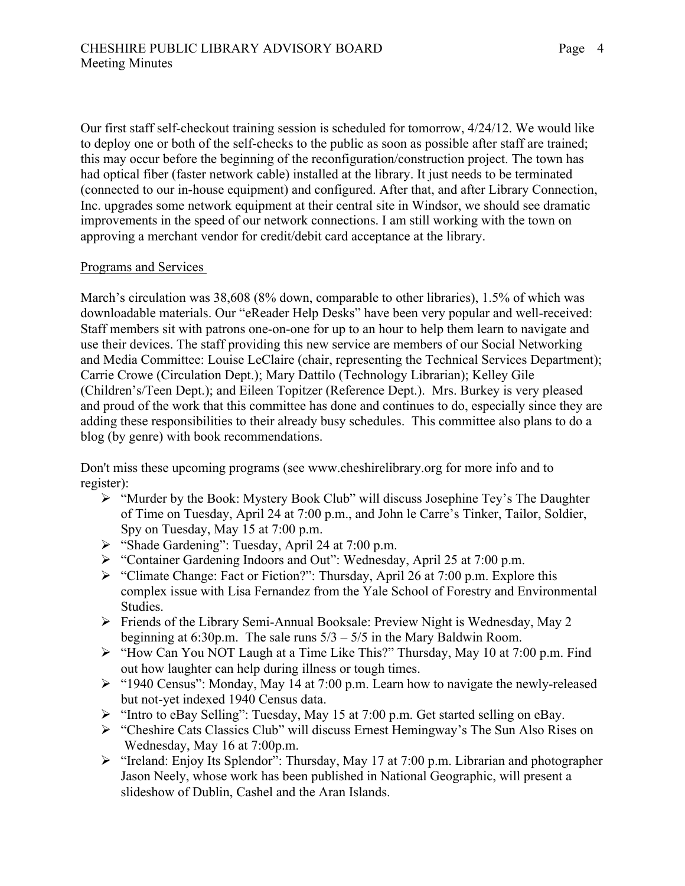Our first staff self-checkout training session is scheduled for tomorrow, 4/24/12. We would like to deploy one or both of the self-checks to the public as soon as possible after staff are trained; this may occur before the beginning of the reconfiguration/construction project. The town has had optical fiber (faster network cable) installed at the library. It just needs to be terminated (connected to our in-house equipment) and configured. After that, and after Library Connection, Inc. upgrades some network equipment at their central site in Windsor, we should see dramatic improvements in the speed of our network connections. I am still working with the town on approving a merchant vendor for credit/debit card acceptance at the library.

Programs and Services

March's circulation was 38,608 (8% down, comparable to other libraries), 1.5% of which was downloadable materials. Our "eReader Help Desks" have been very popular and well-received: Staff members sit with patrons one-on-one for up to an hour to help them learn to navigate and use their devices. The staff providing this new service are members of our Social Networking and Media Committee: Louise LeClaire (chair, representing the Technical Services Department); Carrie Crowe (Circulation Dept.); Mary Dattilo (Technology Librarian); Kelley Gile (Children's/Teen Dept.); and Eileen Topitzer (Reference Dept.). Mrs. Burkey is very pleased and proud of the work that this committee has done and continues to do, especially since they are adding these responsibilities to their already busy schedules. This committee also plans to do a blog (by genre) with book recommendations.

Don't miss these upcoming programs (see www.cheshirelibrary.org for more info and to register):

- "Murder by the Book: Mystery Book Club" will discuss Josephine Tey's The Daughter of Time on Tuesday, April 24 at 7:00 p.m., and John le Carre's Tinker, Tailor, Soldier, Spy on Tuesday, May 15 at 7:00 p.m.
- "Shade Gardening": Tuesday, April 24 at 7:00 p.m.
- "Container Gardening Indoors and Out": Wednesday, April 25 at 7:00 p.m.
- "Climate Change: Fact or Fiction?": Thursday, April 26 at 7:00 p.m. Explore this complex issue with Lisa Fernandez from the Yale School of Forestry and Environmental Studies.
- Friends of the Library Semi-Annual Booksale: Preview Night is Wednesday, May 2 beginning at 6:30p.m. The sale runs 5/3 – 5/5 in the Mary Baldwin Room.
- "How Can You NOT Laugh at a Time Like This?" Thursday, May 10 at 7:00 p.m. Find out how laughter can help during illness or tough times.
- "1940 Census": Monday, May 14 at 7:00 p.m. Learn how to navigate the newly-released but not-yet indexed 1940 Census data.
- "Intro to eBay Selling": Tuesday, May 15 at 7:00 p.m. Get started selling on eBay.
- "Cheshire Cats Classics Club" will discuss Ernest Hemingway's The Sun Also Rises on Wednesday, May 16 at 7:00p.m.
- "Ireland: Enjoy Its Splendor": Thursday, May 17 at 7:00 p.m. Librarian and photographer Jason Neely, whose work has been published in National Geographic, will present a slideshow of Dublin, Cashel and the Aran Islands.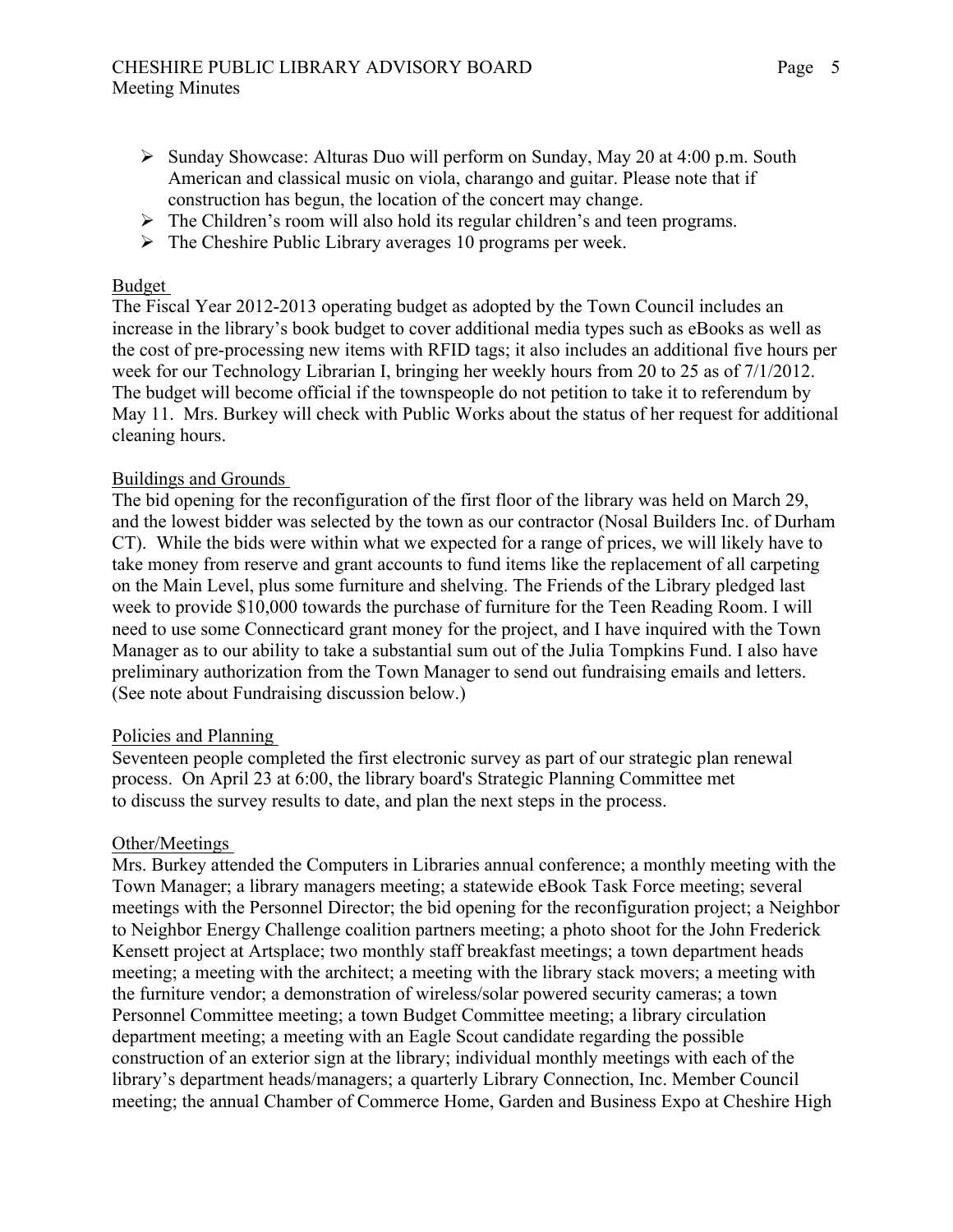- Sunday Showcase: Alturas Duo will perform on Sunday, May 20 at 4:00 p.m. South American and classical music on viola, charango and guitar. Please note that if construction has begun, the location of the concert may change.
- The Children's room will also hold its regular children's and teen programs.
- The Cheshire Public Library averages 10 programs per week.

Budget

The Fiscal Year 2012-2013 operating budget as adopted by the Town Council includes an increase in the library's book budget to cover additional media types such as eBooks as well as the cost of pre-processing new items with RFID tags; it also includes an additional five hours per week for our Technology Librarian I, bringing her weekly hours from 20 to 25 as of 7/1/2012. The budget will become official if the townspeople do not petition to take it to referendum by May 11. Mrs. Burkey will check with Public Works about the status of her request for additional cleaning hours.

Buildings and Grounds

The bid opening for the reconfiguration of the first floor of the library was held on March 29, and the lowest bidder was selected by the town as our contractor (Nosal Builders Inc. of Durham CT). While the bids were within what we expected for a range of prices, we will likely have to take money from reserve and grant accounts to fund items like the replacement of all carpeting on the Main Level, plus some furniture and shelving. The Friends of the Library pledged last week to provide $10,000 towards the purchase of furniture for the Teen Reading Room. I will need to use some Connecticard grant money for the project, and I have inquired with the Town Manager as to our ability to take a substantial sum out of the Julia Tompkins Fund. I also have preliminary authorization from the Town Manager to send out fundraising emails and letters. (See note about Fundraising discussion below.)

Policies and Planning

Seventeen people completed the first electronic survey as part of our strategic plan renewal process. On April 23 at 6:00, the library board's Strategic Planning Committee met to discuss the survey results to date, and plan the next steps in the process.

Other/Meetings

Mrs. Burkey attended the Computers in Libraries annual conference; a monthly meeting with the Town Manager; a library managers meeting; a statewide eBook Task Force meeting; several meetings with the Personnel Director; the bid opening for the reconfiguration project; a Neighbor to Neighbor Energy Challenge coalition partners meeting; a photo shoot for the John Frederick Kensett project at Artsplace; two monthly staff breakfast meetings; a town department heads meeting; a meeting with the architect; a meeting with the library stack movers; a meeting with the furniture vendor; a demonstration of wireless/solar powered security cameras; a town Personnel Committee meeting; a town Budget Committee meeting; a library circulation department meeting; a meeting with an Eagle Scout candidate regarding the possible construction of an exterior sign at the library; individual monthly meetings with each of the library's department heads/managers; a quarterly Library Connection, Inc. Member Council meeting; the annual Chamber of Commerce Home, Garden and Business Expo at Cheshire High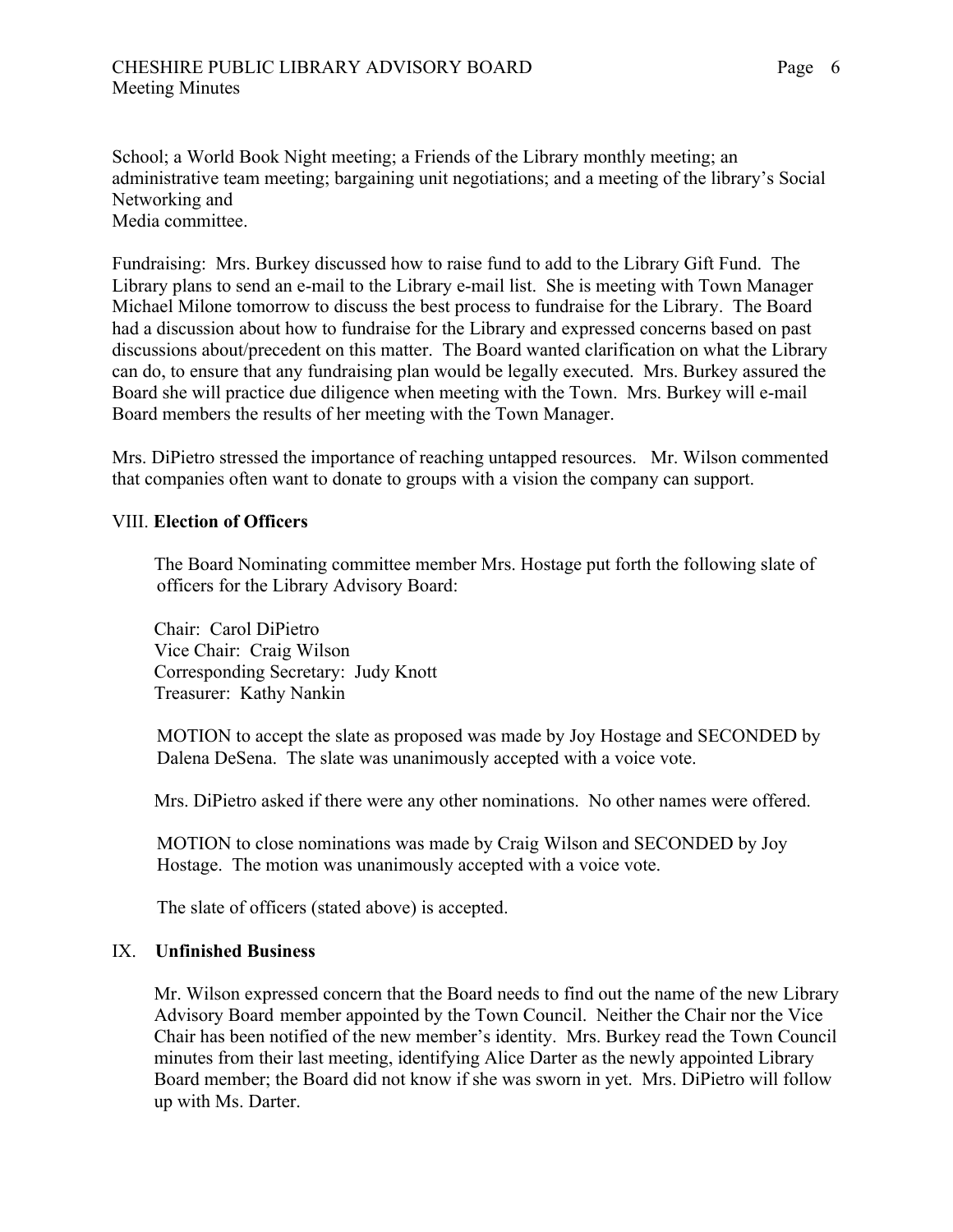School; a World Book Night meeting; a Friends of the Library monthly meeting; an administrative team meeting; bargaining unit negotiations; and a meeting of the library's Social Networking and Media committee.

Fundraising: Mrs. Burkey discussed how to raise fund to add to the Library Gift Fund. The Library plans to send an e-mail to the Library e-mail list. She is meeting with Town Manager Michael Milone tomorrow to discuss the best process to fundraise for the Library. The Board had a discussion about how to fundraise for the Library and expressed concerns based on past discussions about/precedent on this matter. The Board wanted clarification on what the Library can do, to ensure that any fundraising plan would be legally executed. Mrs. Burkey assured the Board she will practice due diligence when meeting with the Town. Mrs. Burkey will e-mail Board members the results of her meeting with the Town Manager.

Mrs. DiPietro stressed the importance of reaching untapped resources. Mr. Wilson commented that companies often want to donate to groups with a vision the company can support.

## VIII. **Election of Officers**

The Board Nominating committee member Mrs. Hostage put forth the following slate of officers for the Library Advisory Board:

Chair: Carol DiPietro
Vice Chair: Craig Wilson
Corresponding Secretary: Judy Knott
Treasurer: Kathy Nankin

MOTION to accept the slate as proposed was made by Joy Hostage and SECONDED by Dalena DeSena. The slate was unanimously accepted with a voice vote.

Mrs. DiPietro asked if there were any other nominations. No other names were offered.

MOTION to close nominations was made by Craig Wilson and SECONDED by Joy Hostage. The motion was unanimously accepted with a voice vote.

The slate of officers (stated above) is accepted.

## IX. **Unfinished Business**

Mr. Wilson expressed concern that the Board needs to find out the name of the new Library Advisory Board member appointed by the Town Council. Neither the Chair nor the Vice Chair has been notified of the new member's identity. Mrs. Burkey read the Town Council minutes from their last meeting, identifying Alice Darter as the newly appointed Library Board member; the Board did not know if she was sworn in yet. Mrs. DiPietro will follow up with Ms. Darter.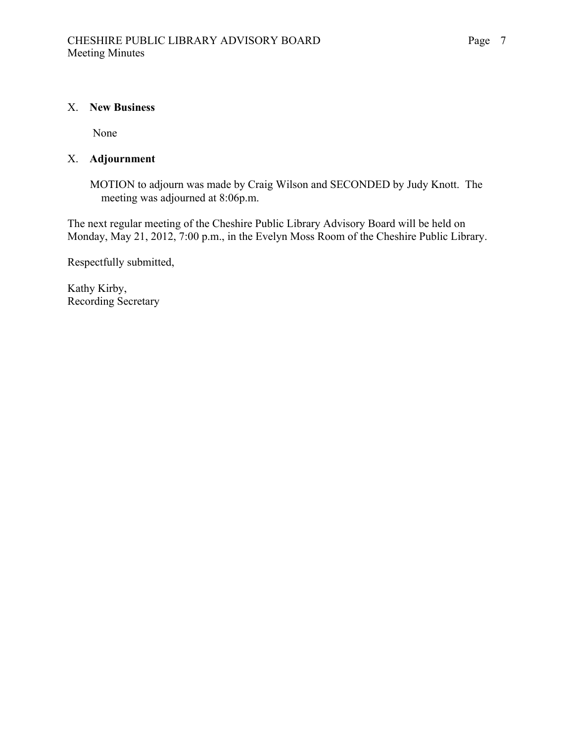## X. **New Business**

None

## X. **Adjournment**

MOTION to adjourn was made by Craig Wilson and SECONDED by Judy Knott. The meeting was adjourned at 8:06p.m.

The next regular meeting of the Cheshire Public Library Advisory Board will be held on Monday, May 21, 2012, 7:00 p.m., in the Evelyn Moss Room of the Cheshire Public Library.

Respectfully submitted,

Kathy Kirby,
Recording Secretary